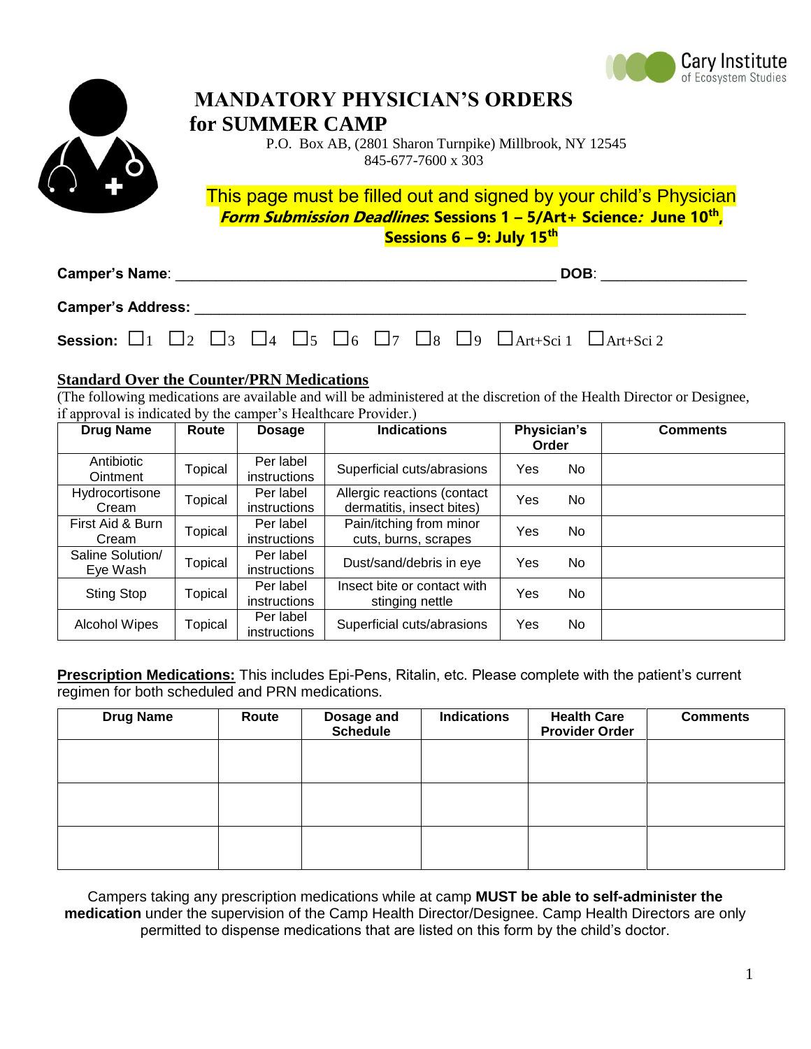Cary Institute of Ecosystem Studies

# MANDATORY PHYSICIAN'S ORDERS for SUMMER CAMP

P.O. Box AB, (2801 Sharon Turnpike) Millbrook, NY 12545
845-677-7600 x 303

This page must be filled out and signed by your child's Physician

***Form Submission Deadlines*: Sessions 1 – 5/Art+ Science*:* June 10th, Sessions 6 – 9: July 15th**

**Camper's Name**: ______________________________________________ **DOB**: __________________

**Camper's Address:** ____________________________________________________________________

**Session:** ☐1 ☐2 ☐3 ☐4 ☐5 ☐6 ☐7 ☐8 ☐9 ☐Art+Sci 1 ☐Art+Sci 2

## Standard Over the Counter/PRN Medications

(The following medications are available and will be administered at the discretion of the Health Director or Designee, if approval is indicated by the camper's Healthcare Provider.)

| Drug Name | Route | Dosage | Indications | Physician's Order | Comments |
|---|---|---|---|---|---|
| Antibiotic Ointment | Topical | Per label instructions | Superficial cuts/abrasions | Yes No | |
| Hydrocortisone Cream | Topical | Per label instructions | Allergic reactions (contact dermatitis, insect bites) | Yes No | |
| First Aid & Burn Cream | Topical | Per label instructions | Pain/itching from minor cuts, burns, scrapes | Yes No | |
| Saline Solution/ Eye Wash | Topical | Per label instructions | Dust/sand/debris in eye | Yes No | |
| Sting Stop | Topical | Per label instructions | Insect bite or contact with stinging nettle | Yes No | |
| Alcohol Wipes | Topical | Per label instructions | Superficial cuts/abrasions | Yes No | |

**Prescription Medications:** This includes Epi-Pens, Ritalin, etc. Please complete with the patient's current regimen for both scheduled and PRN medications.

| Drug Name | Route | Dosage and Schedule | Indications | Health Care Provider Order | Comments |
|---|---|---|---|---|---|
| | | | | | |
| | | | | | |
| | | | | | |

Campers taking any prescription medications while at camp **MUST be able to self-administer the medication** under the supervision of the Camp Health Director/Designee. Camp Health Directors are only permitted to dispense medications that are listed on this form by the child's doctor.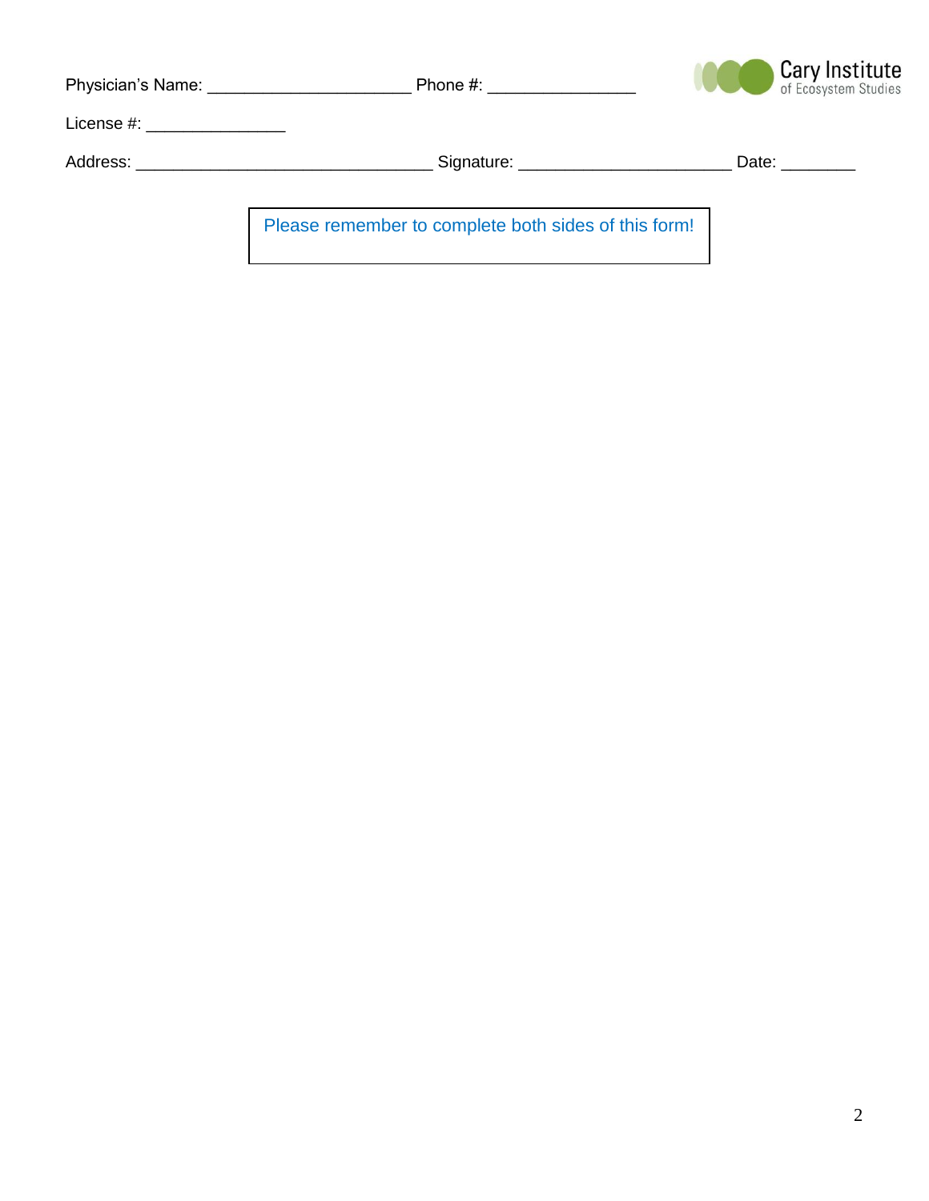Physician's Name: ______________________ Phone #: ________________

Cary Institute of Ecosystem Studies

License #: _______________

Address: ________________________________ Signature: _______________________ Date: ________

Please remember to complete both sides of this form!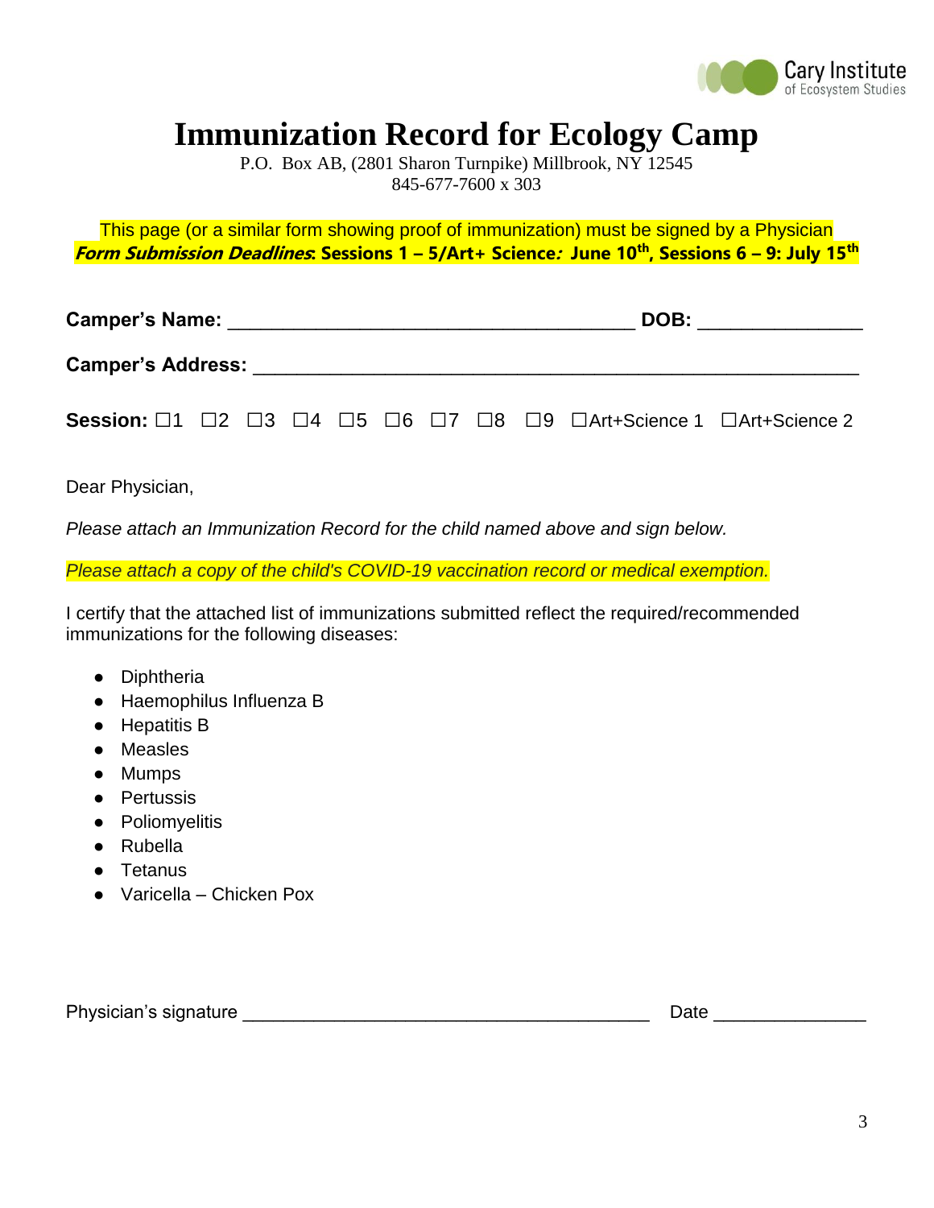Cary Institute of Ecosystem Studies

# Immunization Record for Ecology Camp

P.O. Box AB, (2801 Sharon Turnpike) Millbrook, NY 12545
845-677-7600 x 303

This page (or a similar form showing proof of immunization) must be signed by a Physician
***Form Submission Deadlines*: Sessions 1 – 5/Art+ Science*:* June 10th, Sessions 6 – 9: July 15th**

**Camper's Name:** ______________________________________ **DOB:** _______________

**Camper's Address:** ___________________________________________________________

**Session:** ☐1 ☐2 ☐3 ☐4 ☐5 ☐6 ☐7 ☐8 ☐9 ☐Art+Science 1 ☐Art+Science 2

Dear Physician,

*Please attach an Immunization Record for the child named above and sign below.*

*Please attach a copy of the child's COVID-19 vaccination record or medical exemption.*

I certify that the attached list of immunizations submitted reflect the required/recommended immunizations for the following diseases:

- Diphtheria
- Haemophilus Influenza B
- Hepatitis B
- Measles
- Mumps
- Pertussis
- Poliomyelitis
- Rubella
- Tetanus
- Varicella – Chicken Pox

Physician's signature ________________________________________ Date _______________